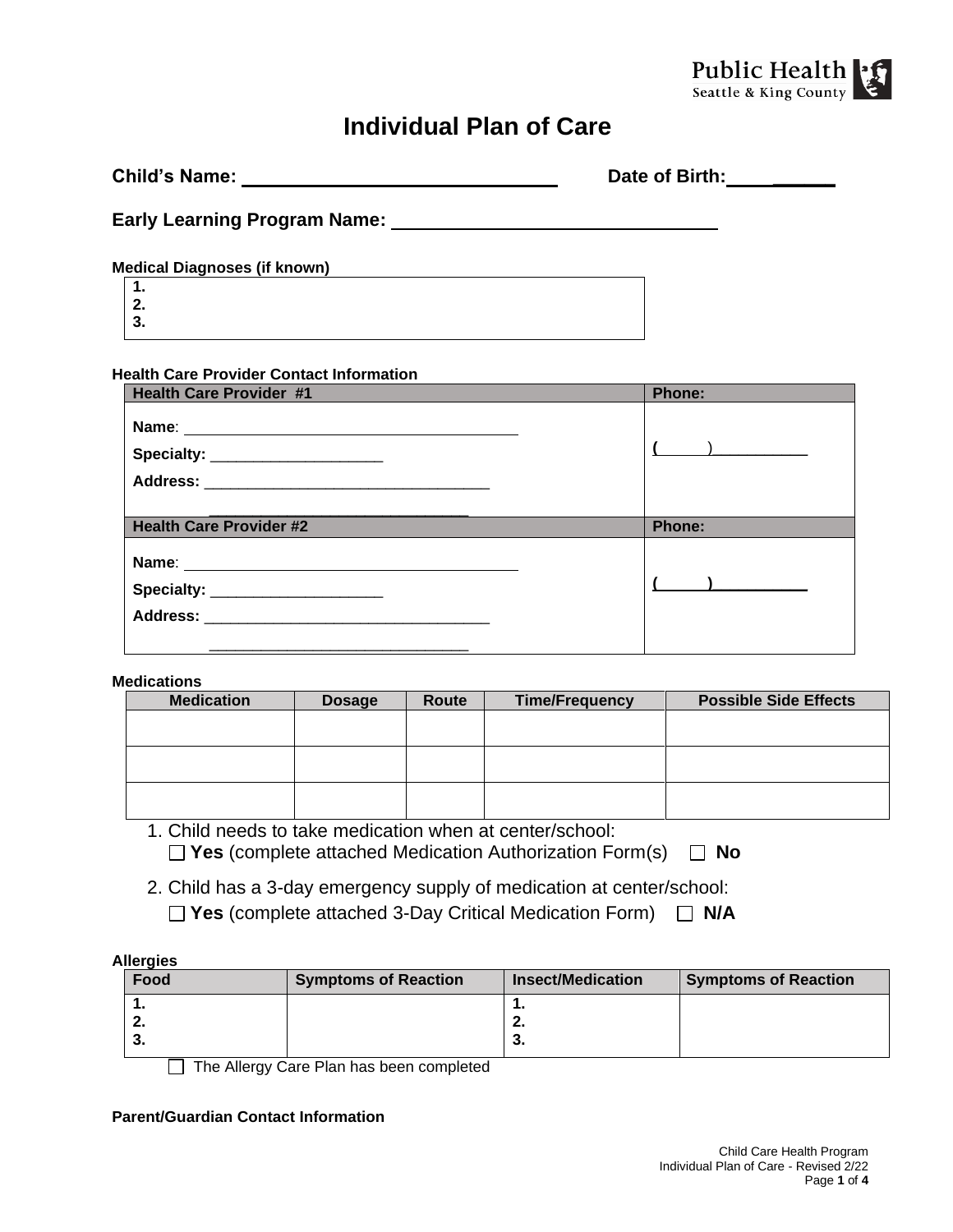Public Health
Seattle & King County

# Individual Plan of Care

**Child's Name:** ______________________________ **Date of Birth:** __________

**Early Learning Program Name:** ______________________________

**Medical Diagnoses (if known)**

| 1.<br>2.<br>3. |
|---|

**Health Care Provider Contact Information**

| Health Care Provider #1 | Phone: |
|---|---|
| **Name**: ______________________________<br>**Specialty:** ____________________<br>**Address:** ______________________________<br>______________________________ | (     )__________ |
| **Health Care Provider #2** | **Phone:** |
| **Name**: ______________________________<br>**Specialty:** ____________________<br>**Address:** ______________________________<br>______________________________ | (     )__________ |

**Medications**

| Medication | Dosage | Route | Time/Frequency | Possible Side Effects |
|---|---|---|---|---|
| | | | | |
| | | | | |
| | | | | |

1. Child needs to take medication when at center/school:
   ☐ **Yes** (complete attached Medication Authorization Form(s)  ☐ **No**

2. Child has a 3-day emergency supply of medication at center/school:
   ☐ **Yes** (complete attached 3-Day Critical Medication Form)  ☐ **N/A**

**Allergies**

| Food | Symptoms of Reaction | Insect/Medication | Symptoms of Reaction |
|---|---|---|---|
| 1.<br>2.<br>3. | | 1.<br>2.<br>3. | |

☐ The Allergy Care Plan has been completed

**Parent/Guardian Contact Information**

Child Care Health Program
Individual Plan of Care - Revised 2/22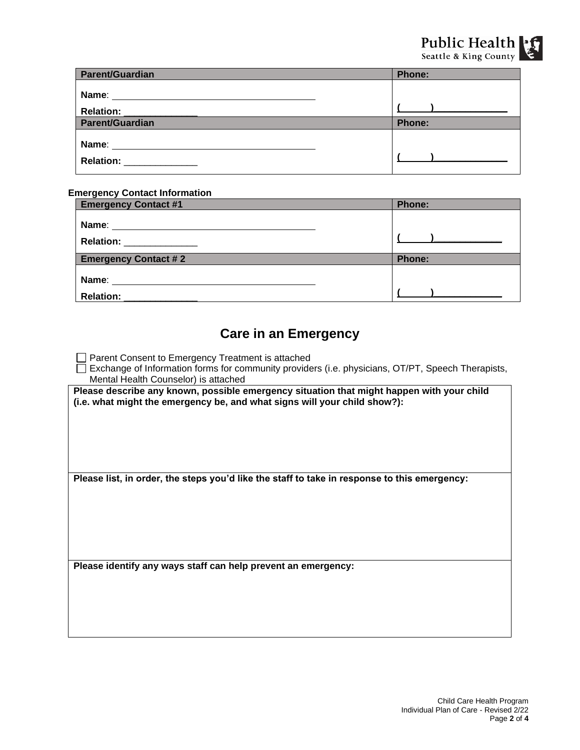| Parent/Guardian | Phone: |
|---|---|
| **Name**: ________________________________________<br>**Relation:** ______________ | (      ) ______________ |
| **Parent/Guardian** | **Phone:** |
| **Name**: ________________________________________<br>**Relation:** ______________ | (      ) ______________ |

**Emergency Contact Information**

| Emergency Contact #1 | Phone: |
|---|---|
| **Name**: ________________________________________<br>**Relation:** ______________ | (      ) ______________ |
| **Emergency Contact # 2** | **Phone:** |
| **Name**: ________________________________________<br>**Relation:** ______________ | (      ) ______________ |

## Care in an Emergency

☐ Parent Consent to Emergency Treatment is attached
☐ Exchange of Information forms for community providers (i.e. physicians, OT/PT, Speech Therapists, Mental Health Counselor) is attached

| **Please describe any known, possible emergency situation that might happen with your child (i.e. what might the emergency be, and what signs will your child show?):** |
|---|
| |
| **Please list, in order, the steps you'd like the staff to take in response to this emergency:** |
| |
| **Please identify any ways staff can help prevent an emergency:** |
| |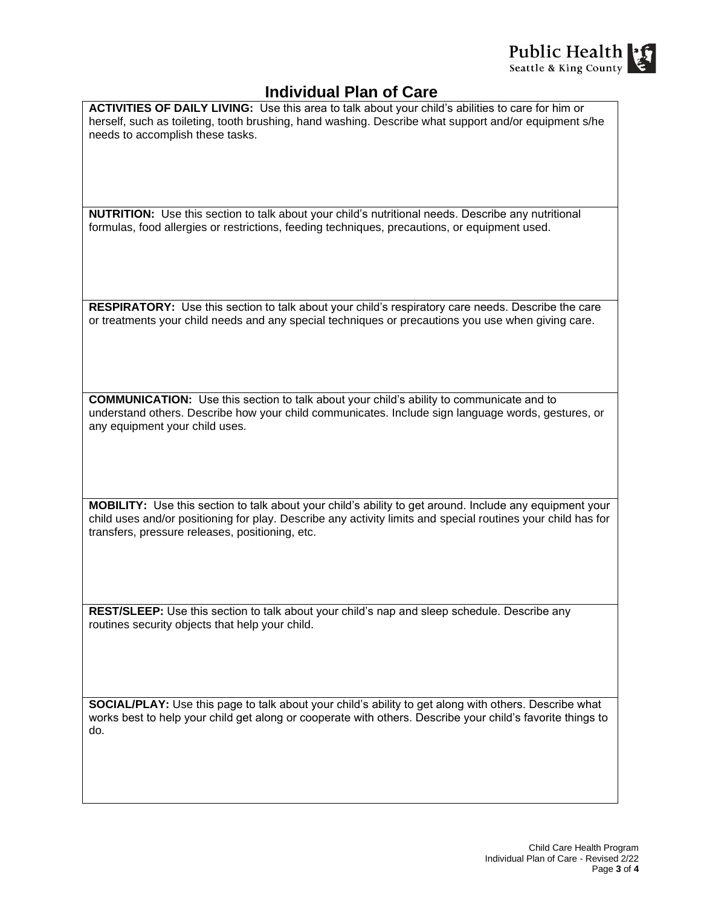# Individual Plan of Care

**ACTIVITIES OF DAILY LIVING:** Use this area to talk about your child's abilities to care for him or herself, such as toileting, tooth brushing, hand washing. Describe what support and/or equipment s/he needs to accomplish these tasks.

**NUTRITION:** Use this section to talk about your child's nutritional needs. Describe any nutritional formulas, food allergies or restrictions, feeding techniques, precautions, or equipment used.

**RESPIRATORY:** Use this section to talk about your child's respiratory care needs. Describe the care or treatments your child needs and any special techniques or precautions you use when giving care.

**COMMUNICATION:** Use this section to talk about your child's ability to communicate and to understand others. Describe how your child communicates. Include sign language words, gestures, or any equipment your child uses.

**MOBILITY:** Use this section to talk about your child's ability to get around. Include any equipment your child uses and/or positioning for play. Describe any activity limits and special routines your child has for transfers, pressure releases, positioning, etc.

**REST/SLEEP:** Use this section to talk about your child's nap and sleep schedule. Describe any routines security objects that help your child.

**SOCIAL/PLAY:** Use this page to talk about your child's ability to get along with others. Describe what works best to help your child get along or cooperate with others. Describe your child's favorite things to do.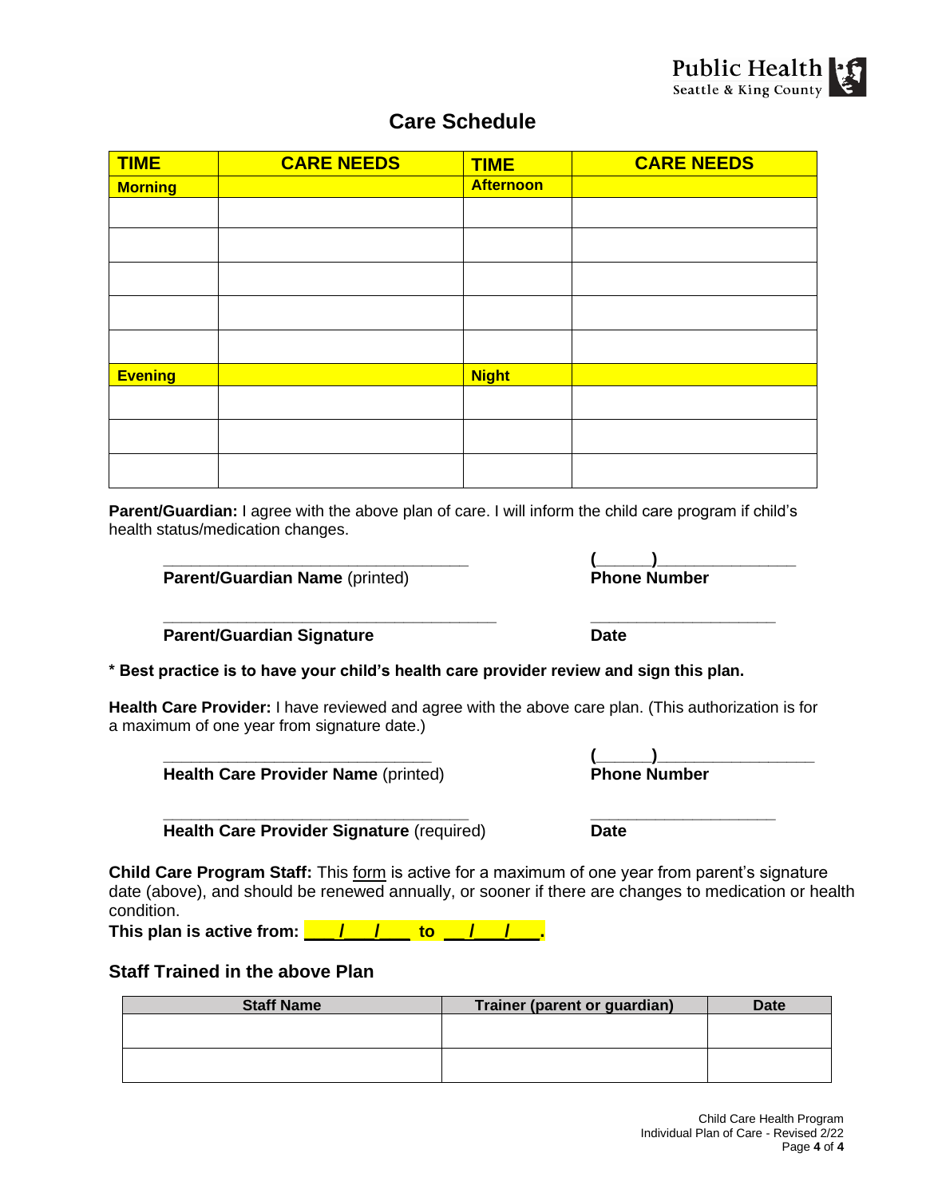## Care Schedule

| TIME | CARE NEEDS | TIME | CARE NEEDS |
| --- | --- | --- | --- |
| **Morning** | | **Afternoon** | |
| | | | |
| | | | |
| | | | |
| | | | |
| | | | |
| **Evening** | | **Night** | |
| | | | |
| | | | |
| | | | |

**Parent/Guardian:** I agree with the above plan of care. I will inform the child care program if child's health status/medication changes.

___________________________________ (______)_______________

**Parent/Guardian Name** (printed) **Phone Number**

_______________________________________ ____________________

**Parent/Guardian Signature** **Date**

**\* Best practice is to have your child's health care provider review and sign this plan.**

**Health Care Provider:** I have reviewed and agree with the above care plan. (This authorization is for a maximum of one year from signature date.)

________________________________ (______)_________________

**Health Care Provider Name** (printed) **Phone Number**

___________________________________ ____________________

**Health Care Provider Signature** (required) **Date**

**Child Care Program Staff:** This form is active for a maximum of one year from parent's signature date (above), and should be renewed annually, or sooner if there are changes to medication or health condition.

**This plan is active from: ___/___/___ to __/___/___.**

### Staff Trained in the above Plan

| Staff Name | Trainer (parent or guardian) | Date |
| --- | --- | --- |
| | | |
| | | |

Child Care Health Program
Individual Plan of Care - Revised 2/22